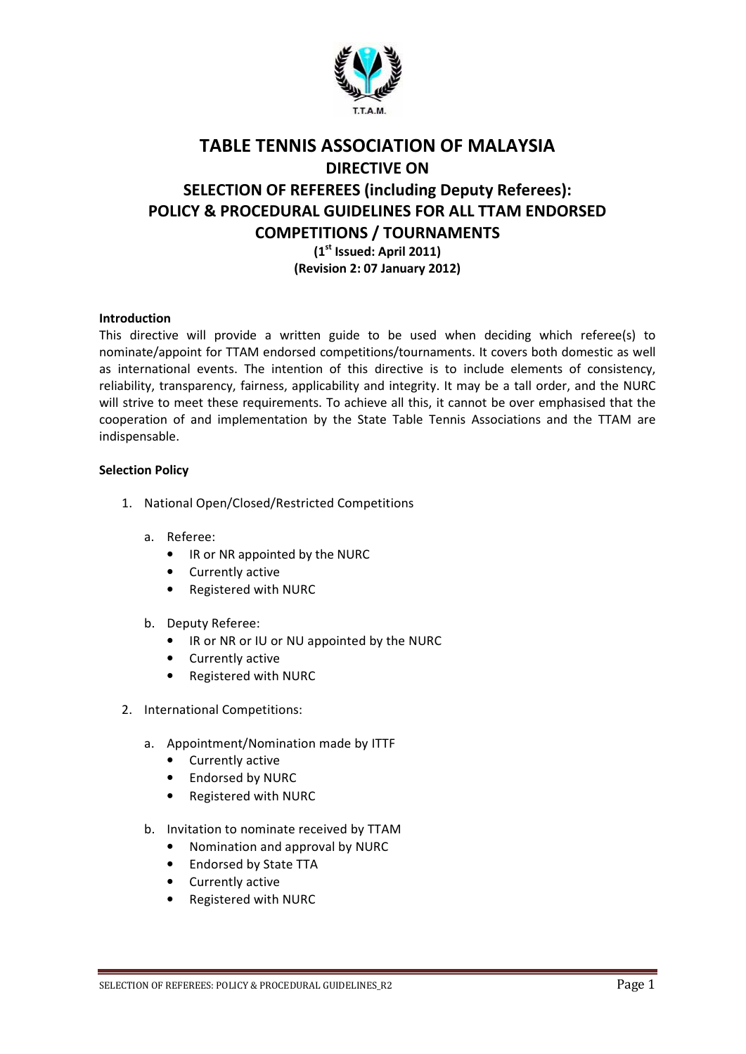# TABLE TENNIS ASSOCIATION OF MALAYSIA

## DIRECTIVE ON

## SELECTION OF REFEREES (including Deputy Referees): POLICY & PROCEDURAL GUIDELINES FOR ALL TTAM ENDORSED COMPETITIONS / TOURNAMENTS

**(1st Issued: April 2011)**
**(Revision 2: 07 January 2012)**

**Introduction**

This directive will provide a written guide to be used when deciding which referee(s) to nominate/appoint for TTAM endorsed competitions/tournaments. It covers both domestic as well as international events. The intention of this directive is to include elements of consistency, reliability, transparency, fairness, applicability and integrity. It may be a tall order, and the NURC will strive to meet these requirements. To achieve all this, it cannot be over emphasised that the cooperation of and implementation by the State Table Tennis Associations and the TTAM are indispensable.

**Selection Policy**

1. National Open/Closed/Restricted Competitions

   a. Referee:
      - IR or NR appointed by the NURC
      - Currently active
      - Registered with NURC

   b. Deputy Referee:
      - IR or NR or IU or NU appointed by the NURC
      - Currently active
      - Registered with NURC

2. International Competitions:

   a. Appointment/Nomination made by ITTF
      - Currently active
      - Endorsed by NURC
      - Registered with NURC

   b. Invitation to nominate received by TTAM
      - Nomination and approval by NURC
      - Endorsed by State TTA
      - Currently active
      - Registered with NURC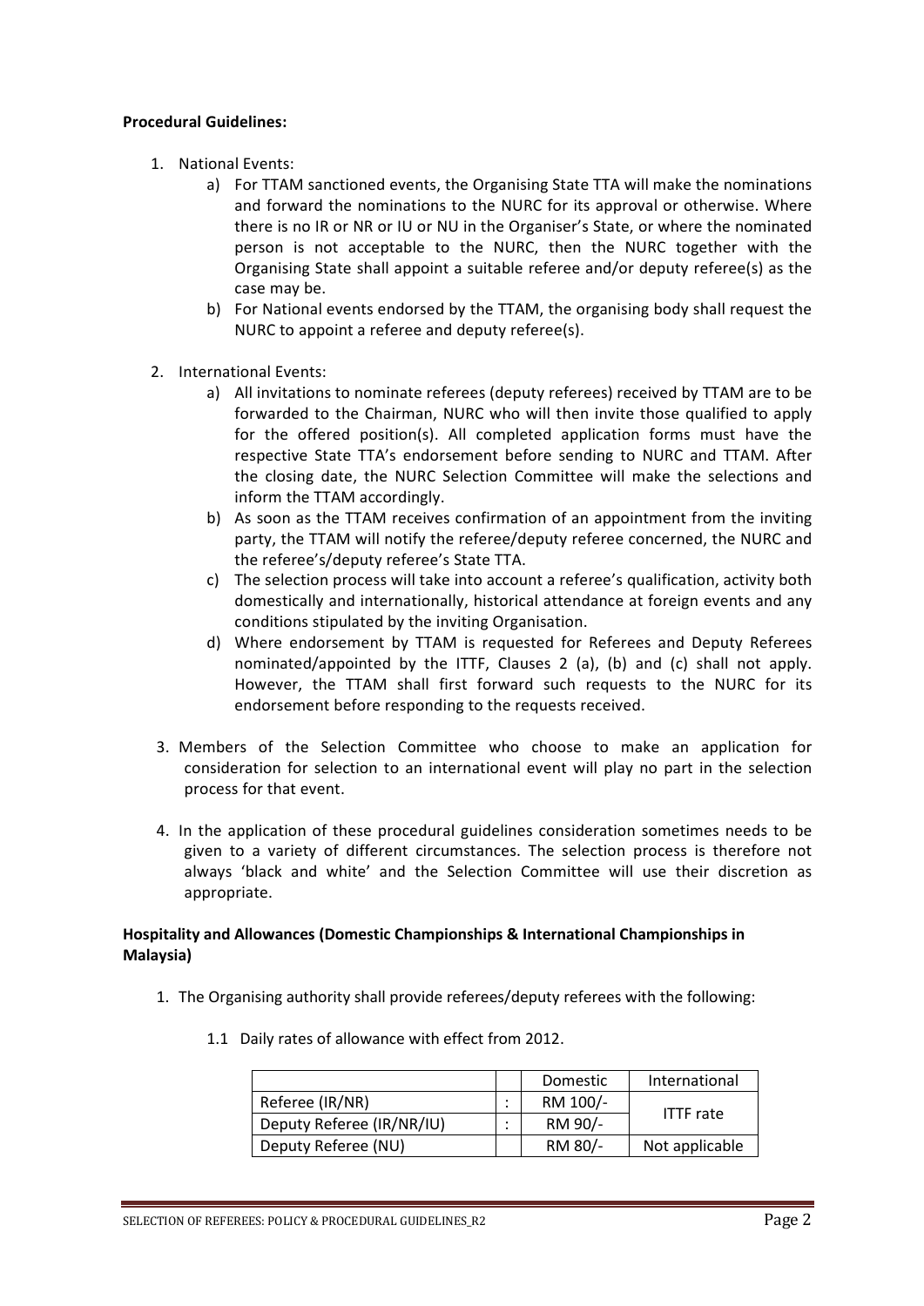**Procedural Guidelines:**

1. National Events:
    a) For TTAM sanctioned events, the Organising State TTA will make the nominations and forward the nominations to the NURC for its approval or otherwise. Where there is no IR or NR or IU or NU in the Organiser's State, or where the nominated person is not acceptable to the NURC, then the NURC together with the Organising State shall appoint a suitable referee and/or deputy referee(s) as the case may be.
    b) For National events endorsed by the TTAM, the organising body shall request the NURC to appoint a referee and deputy referee(s).

2. International Events:
    a) All invitations to nominate referees (deputy referees) received by TTAM are to be forwarded to the Chairman, NURC who will then invite those qualified to apply for the offered position(s). All completed application forms must have the respective State TTA's endorsement before sending to NURC and TTAM. After the closing date, the NURC Selection Committee will make the selections and inform the TTAM accordingly.
    b) As soon as the TTAM receives confirmation of an appointment from the inviting party, the TTAM will notify the referee/deputy referee concerned, the NURC and the referee's/deputy referee's State TTA.
    c) The selection process will take into account a referee's qualification, activity both domestically and internationally, historical attendance at foreign events and any conditions stipulated by the inviting Organisation.
    d) Where endorsement by TTAM is requested for Referees and Deputy Referees nominated/appointed by the ITTF, Clauses 2 (a), (b) and (c) shall not apply. However, the TTAM shall first forward such requests to the NURC for its endorsement before responding to the requests received.

3. Members of the Selection Committee who choose to make an application for consideration for selection to an international event will play no part in the selection process for that event.

4. In the application of these procedural guidelines consideration sometimes needs to be given to a variety of different circumstances. The selection process is therefore not always 'black and white' and the Selection Committee will use their discretion as appropriate.

**Hospitality and Allowances (Domestic Championships & International Championships in Malaysia)**

1. The Organising authority shall provide referees/deputy referees with the following:

    1.1 Daily rates of allowance with effect from 2012.

| | | Domestic | International |
|---|---|---|---|
| Referee (IR/NR) | : | RM 100/- | ITTF rate |
| Deputy Referee (IR/NR/IU) | : | RM 90/- | |
| Deputy Referee (NU) | | RM 80/- | Not applicable |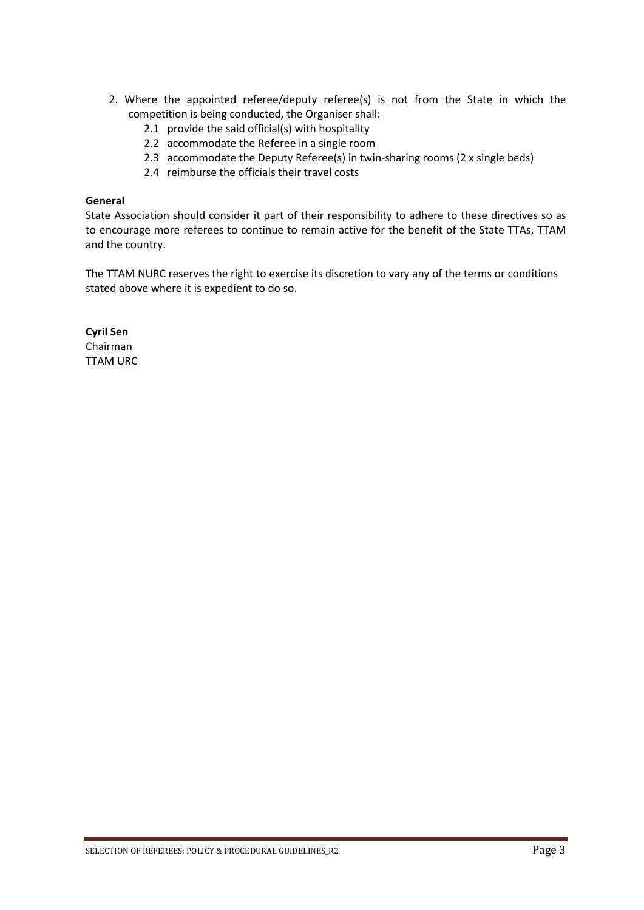2. Where the appointed referee/deputy referee(s) is not from the State in which the competition is being conducted, the Organiser shall:
   2.1 provide the said official(s) with hospitality
   2.2 accommodate the Referee in a single room
   2.3 accommodate the Deputy Referee(s) in twin-sharing rooms (2 x single beds)
   2.4 reimburse the officials their travel costs

**General**

State Association should consider it part of their responsibility to adhere to these directives so as to encourage more referees to continue to remain active for the benefit of the State TTAs, TTAM and the country.

The TTAM NURC reserves the right to exercise its discretion to vary any of the terms or conditions stated above where it is expedient to do so.

**Cyril Sen**
Chairman
TTAM URC